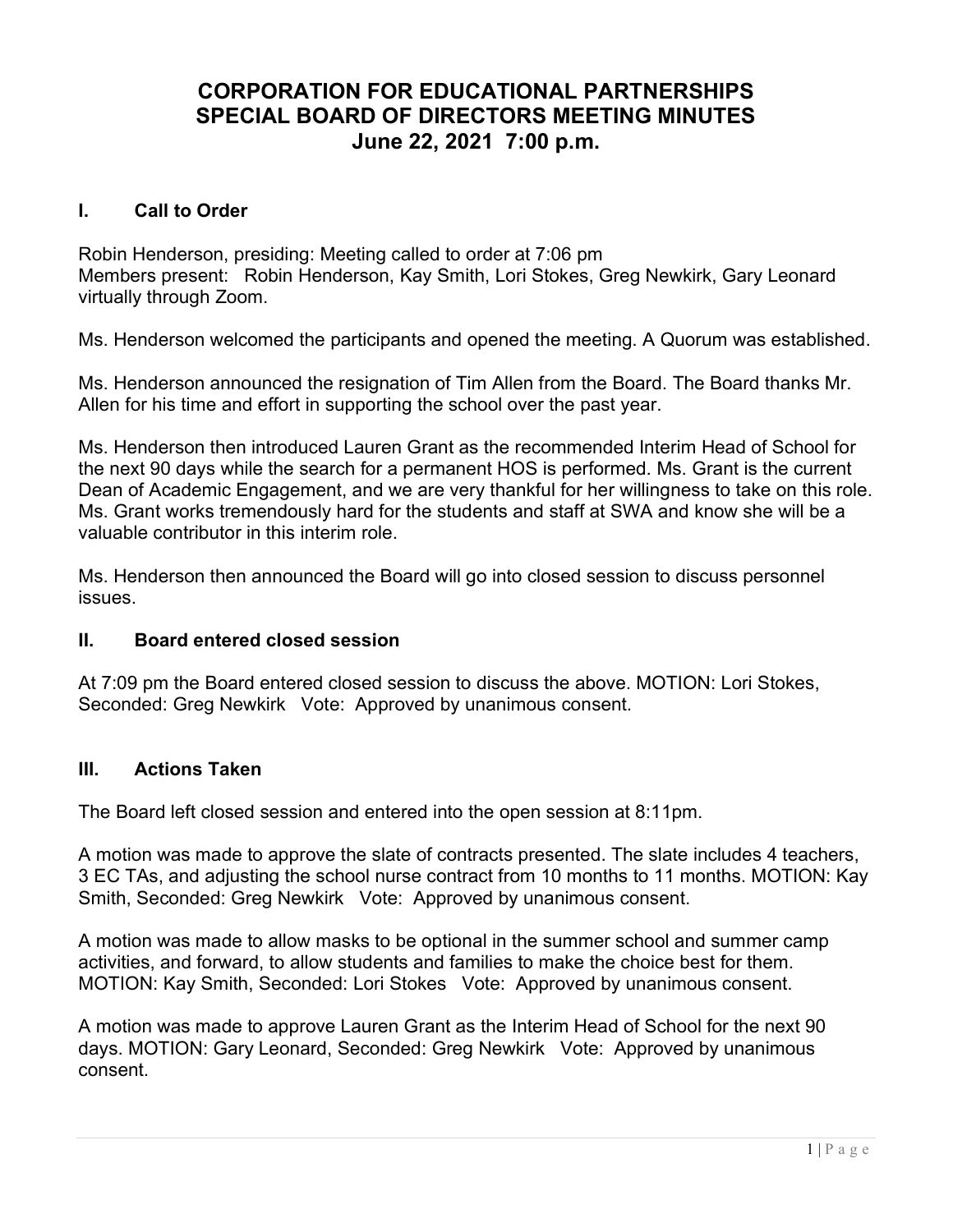# CORPORATION FOR EDUCATIONAL PARTNERSHIPS
# SPECIAL BOARD OF DIRECTORS MEETING MINUTES
# June 22, 2021 7:00 p.m.

## I. Call to Order

Robin Henderson, presiding: Meeting called to order at 7:06 pm
Members present: Robin Henderson, Kay Smith, Lori Stokes, Greg Newkirk, Gary Leonard virtually through Zoom.

Ms. Henderson welcomed the participants and opened the meeting. A Quorum was established.

Ms. Henderson announced the resignation of Tim Allen from the Board. The Board thanks Mr. Allen for his time and effort in supporting the school over the past year.

Ms. Henderson then introduced Lauren Grant as the recommended Interim Head of School for the next 90 days while the search for a permanent HOS is performed. Ms. Grant is the current Dean of Academic Engagement, and we are very thankful for her willingness to take on this role. Ms. Grant works tremendously hard for the students and staff at SWA and know she will be a valuable contributor in this interim role.

Ms. Henderson then announced the Board will go into closed session to discuss personnel issues.

## II. Board entered closed session

At 7:09 pm the Board entered closed session to discuss the above. MOTION: Lori Stokes, Seconded: Greg Newkirk Vote: Approved by unanimous consent.

## III. Actions Taken

The Board left closed session and entered into the open session at 8:11pm.

A motion was made to approve the slate of contracts presented. The slate includes 4 teachers, 3 EC TAs, and adjusting the school nurse contract from 10 months to 11 months. MOTION: Kay Smith, Seconded: Greg Newkirk Vote: Approved by unanimous consent.

A motion was made to allow masks to be optional in the summer school and summer camp activities, and forward, to allow students and families to make the choice best for them. MOTION: Kay Smith, Seconded: Lori Stokes Vote: Approved by unanimous consent.

A motion was made to approve Lauren Grant as the Interim Head of School for the next 90 days. MOTION: Gary Leonard, Seconded: Greg Newkirk Vote: Approved by unanimous consent.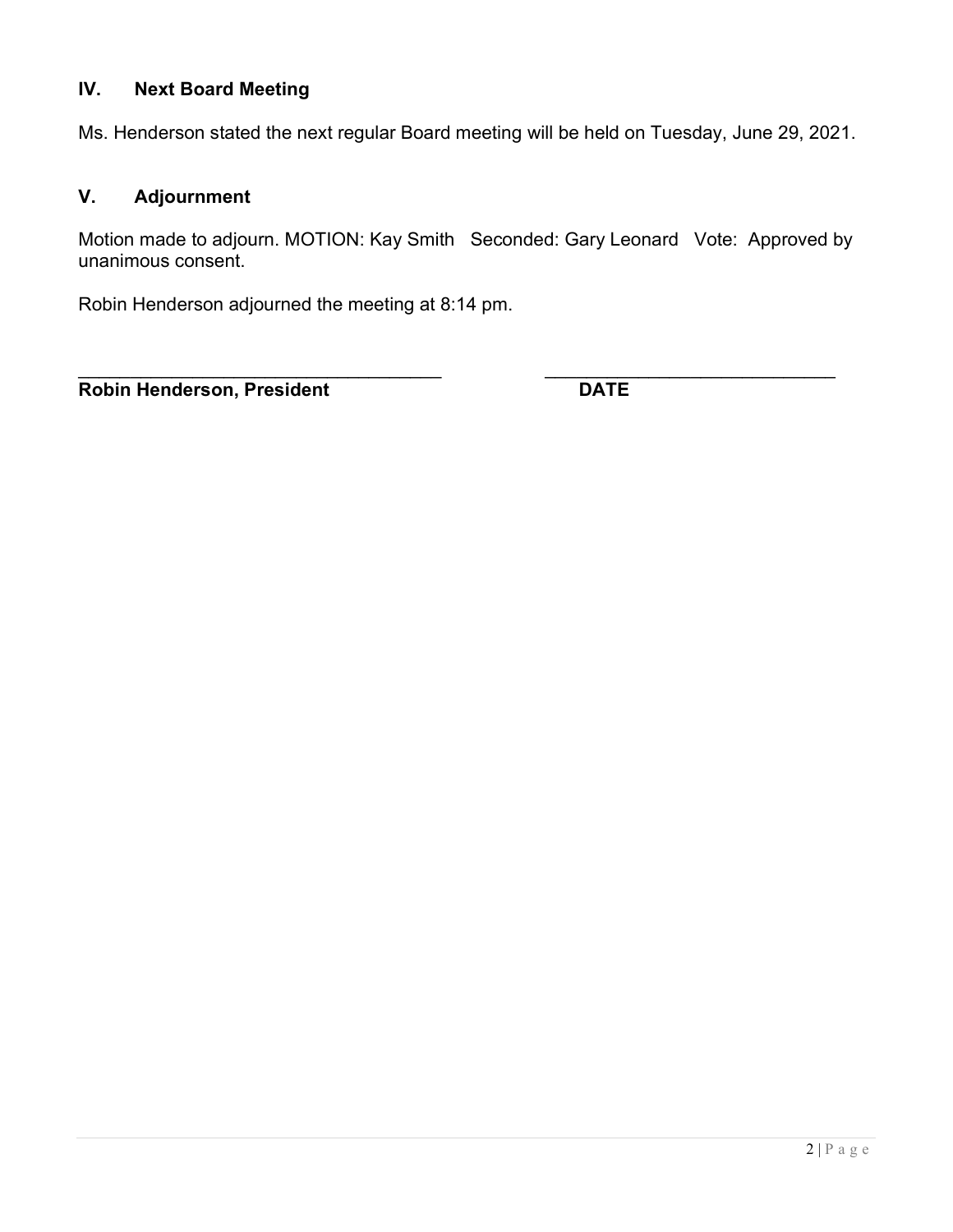## IV. Next Board Meeting

Ms. Henderson stated the next regular Board meeting will be held on Tuesday, June 29, 2021.

## V. Adjournment

Motion made to adjourn. MOTION: Kay Smith Seconded: Gary Leonard Vote: Approved by unanimous consent.

Robin Henderson adjourned the meeting at 8:14 pm.

\_\_\_\_\_\_\_\_\_\_\_\_\_\_\_\_\_\_\_\_\_\_\_\_\_\_\_\_\_\_\_\_\_\_\_\_ \_\_\_\_\_\_\_\_\_\_\_\_\_\_\_\_\_\_\_\_\_\_\_\_\_\_\_\_\_\_

**Robin Henderson, President** **DATE**